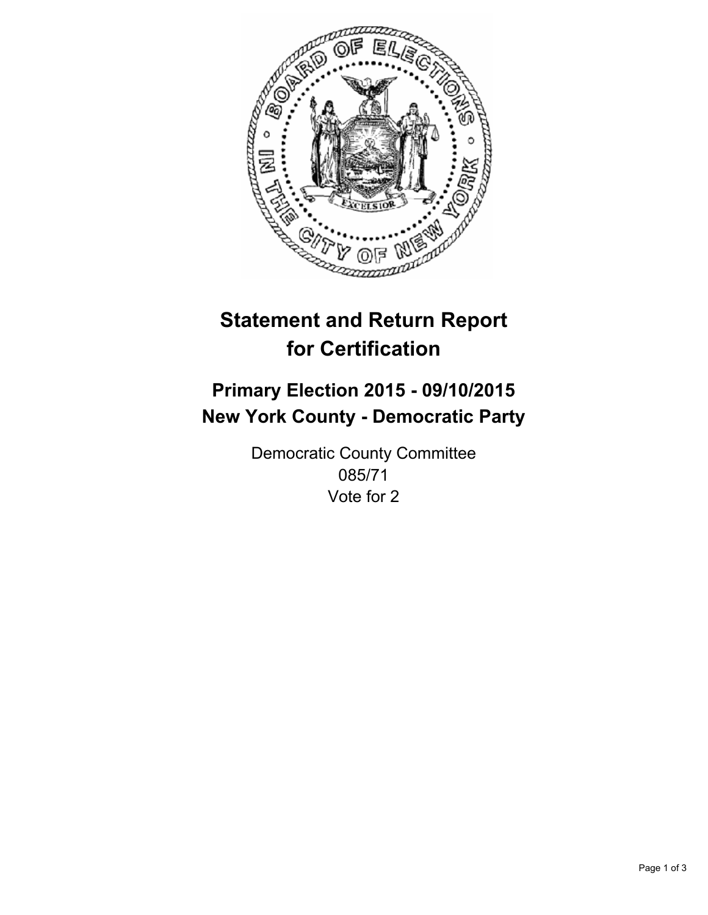# Statement and Return Report for Certification

## Primary Election 2015 - 09/10/2015
## New York County - Democratic Party

Democratic County Committee
085/71
Vote for 2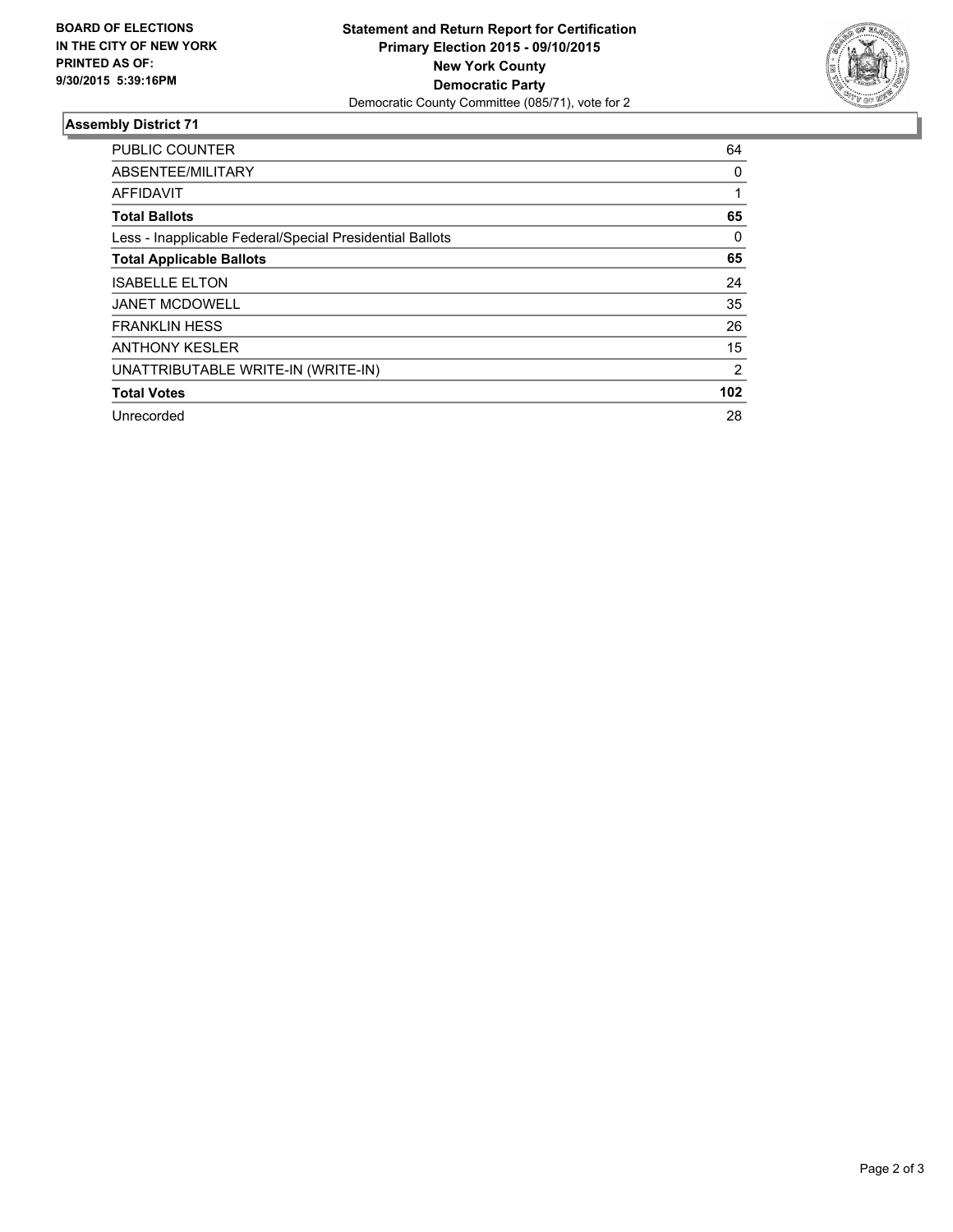**BOARD OF ELECTIONS IN THE CITY OF NEW YORK PRINTED AS OF: 9/30/2015 5:39:16PM**

**Statement and Return Report for Certification**
**Primary Election 2015 - 09/10/2015**
**New York County**
**Democratic Party**
Democratic County Committee (085/71), vote for 2

## Assembly District 71

| | |
|---|---|
| PUBLIC COUNTER | 64 |
| ABSENTEE/MILITARY | 0 |
| AFFIDAVIT | 1 |
| **Total Ballots** | **65** |
| Less - Inapplicable Federal/Special Presidential Ballots | 0 |
| **Total Applicable Ballots** | **65** |
| ISABELLE ELTON | 24 |
| JANET MCDOWELL | 35 |
| FRANKLIN HESS | 26 |
| ANTHONY KESLER | 15 |
| UNATTRIBUTABLE WRITE-IN (WRITE-IN) | 2 |
| **Total Votes** | **102** |
| Unrecorded | 28 |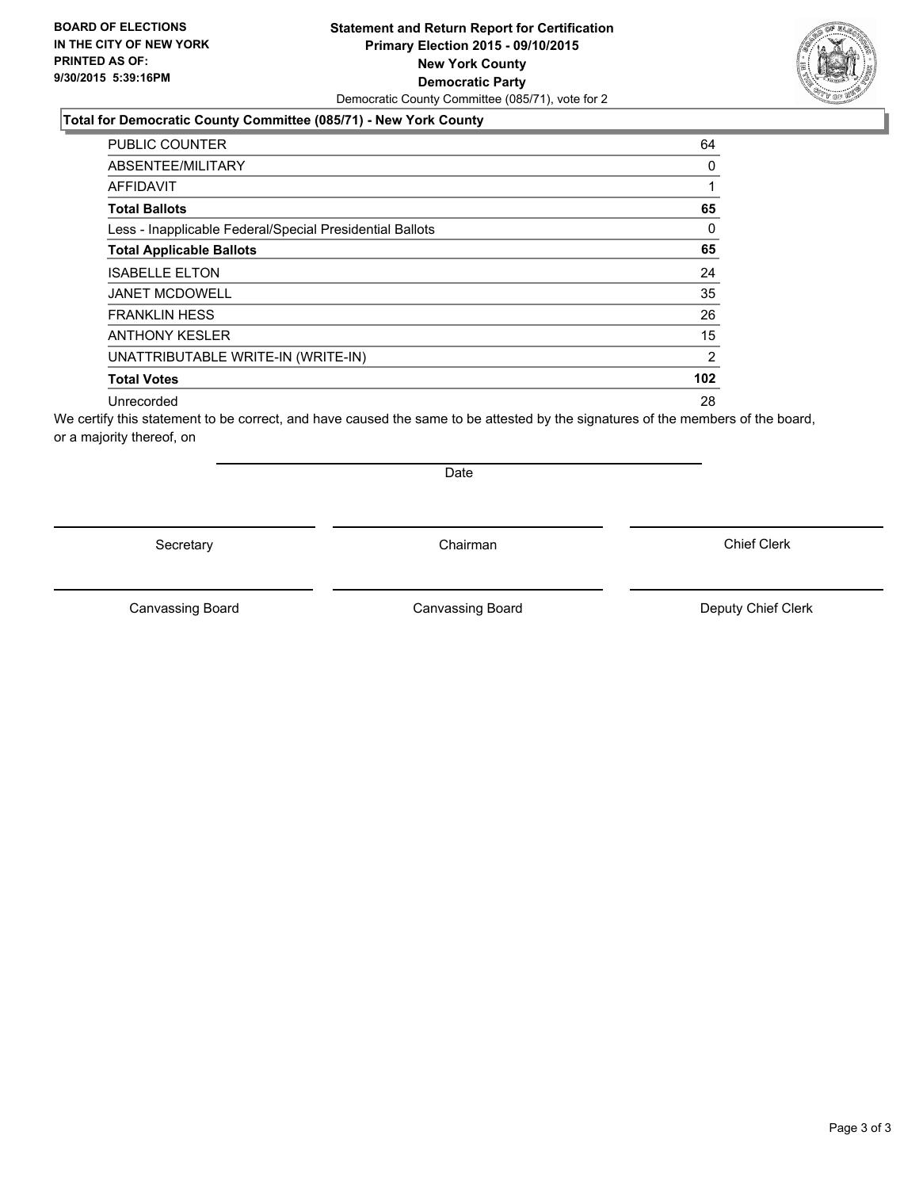**BOARD OF ELECTIONS IN THE CITY OF NEW YORK PRINTED AS OF: 9/30/2015 5:39:16PM**

**Statement and Return Report for Certification**
**Primary Election 2015 - 09/10/2015**
**New York County**
**Democratic Party**
Democratic County Committee (085/71), vote for 2

### Total for Democratic County Committee (085/71) - New York County

| | |
|---|---|
| PUBLIC COUNTER | 64 |
| ABSENTEE/MILITARY | 0 |
| AFFIDAVIT | 1 |
| **Total Ballots** | **65** |
| Less - Inapplicable Federal/Special Presidential Ballots | 0 |
| **Total Applicable Ballots** | **65** |
| ISABELLE ELTON | 24 |
| JANET MCDOWELL | 35 |
| FRANKLIN HESS | 26 |
| ANTHONY KESLER | 15 |
| UNATTRIBUTABLE WRITE-IN (WRITE-IN) | 2 |
| **Total Votes** | **102** |
| Unrecorded | 28 |

We certify this statement to be correct, and have caused the same to be attested by the signatures of the members of the board, or a majority thereof, on

Date

Secretary

Chairman

Chief Clerk

Canvassing Board

Canvassing Board

Deputy Chief Clerk